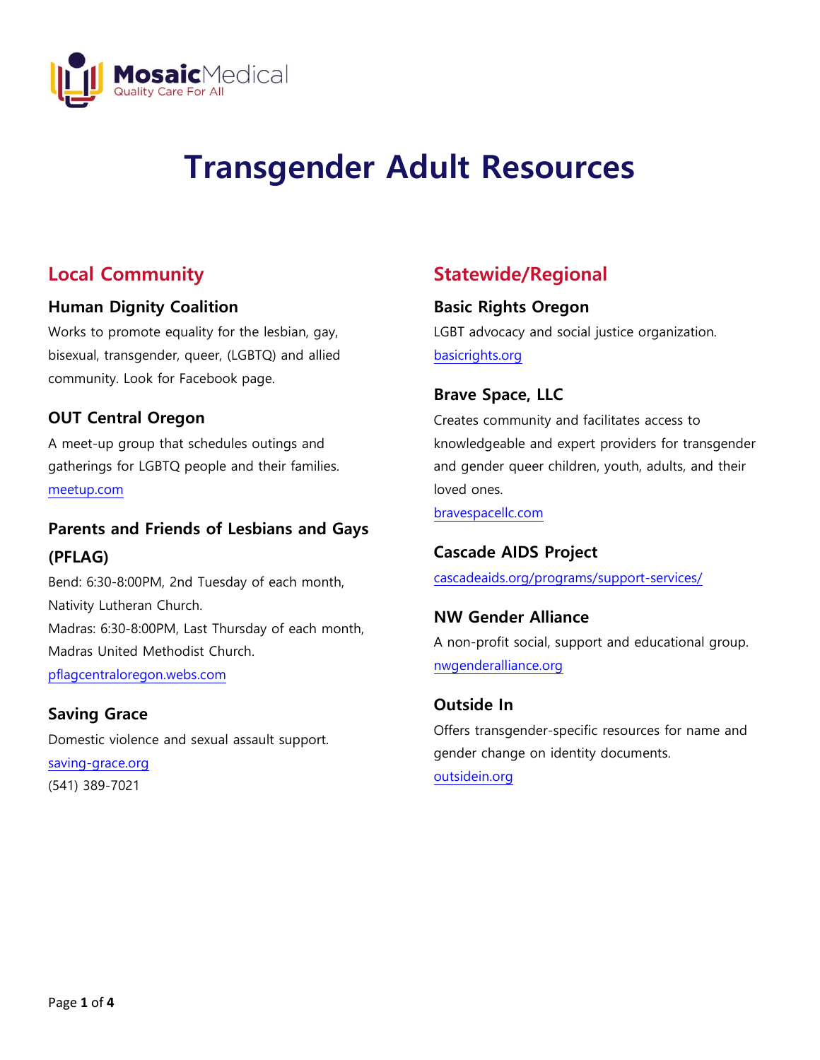MosaicMedical
Quality Care For All

# Transgender Adult Resources

## Local Community

### Human Dignity Coalition

Works to promote equality for the lesbian, gay, bisexual, transgender, queer, (LGBTQ) and allied community. Look for Facebook page.

### OUT Central Oregon

A meet-up group that schedules outings and gatherings for LGBTQ people and their families.
[meetup.com](meetup.com)

### Parents and Friends of Lesbians and Gays (PFLAG)

Bend: 6:30-8:00PM, 2nd Tuesday of each month, Nativity Lutheran Church.
Madras: 6:30-8:00PM, Last Thursday of each month, Madras United Methodist Church.
[pflagcentraloregon.webs.com](pflagcentraloregon.webs.com)

### Saving Grace

Domestic violence and sexual assault support.
[saving-grace.org](saving-grace.org)
(541) 389-7021

## Statewide/Regional

### Basic Rights Oregon

LGBT advocacy and social justice organization.
[basicrights.org](basicrights.org)

### Brave Space, LLC

Creates community and facilitates access to knowledgeable and expert providers for transgender and gender queer children, youth, adults, and their loved ones.
[bravespacellc.com](bravespacellc.com)

### Cascade AIDS Project

[cascadeaids.org/programs/support-services/](cascadeaids.org/programs/support-services/)

### NW Gender Alliance

A non-profit social, support and educational group.
[nwgenderalliance.org](nwgenderalliance.org)

### Outside In

Offers transgender-specific resources for name and gender change on identity documents.
[outsidein.org](outsidein.org)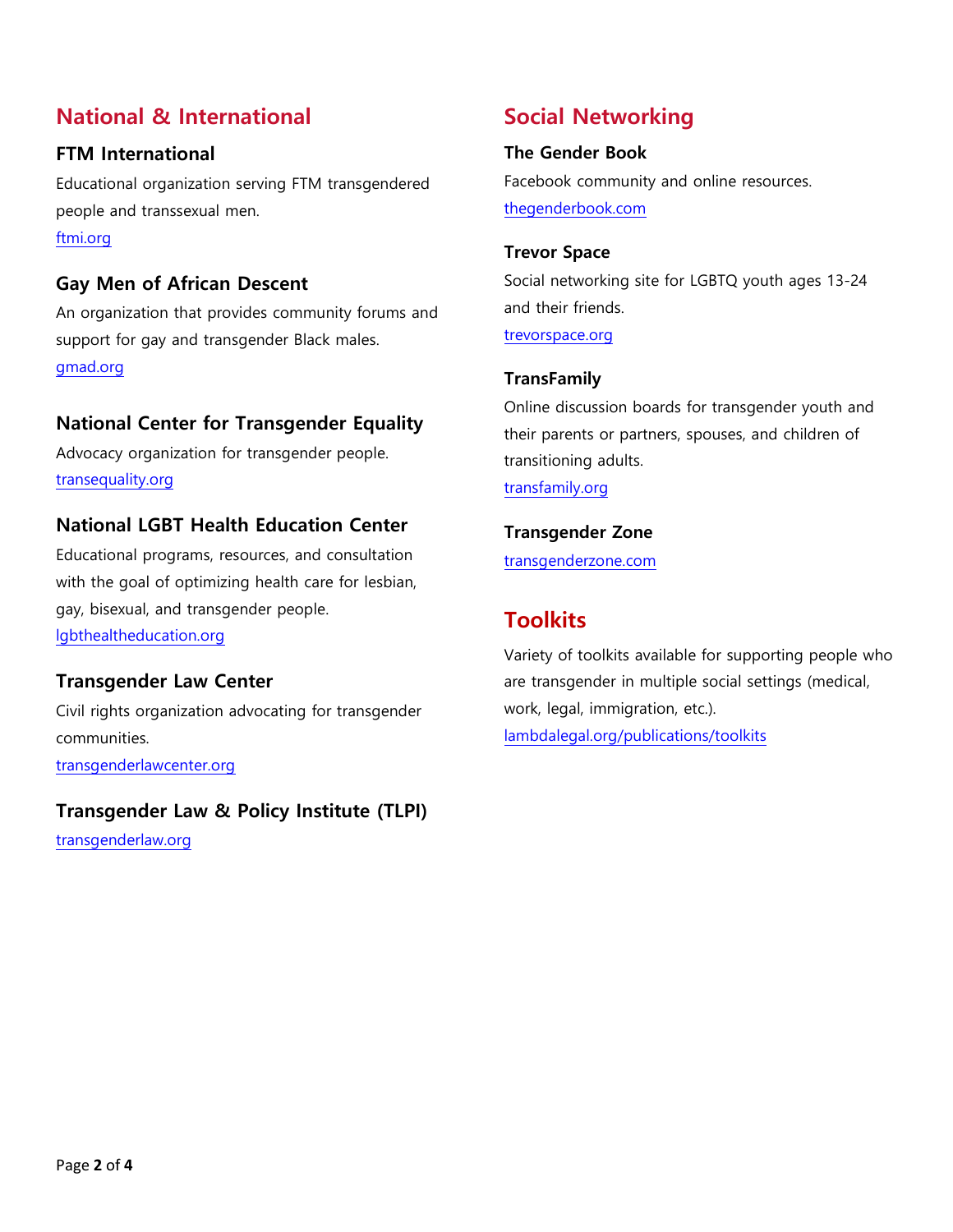## National & International

### FTM International

Educational organization serving FTM transgendered people and transsexual men.

ftmi.org

### Gay Men of African Descent

An organization that provides community forums and support for gay and transgender Black males.

gmad.org

### National Center for Transgender Equality

Advocacy organization for transgender people.

transequality.org

### National LGBT Health Education Center

Educational programs, resources, and consultation with the goal of optimizing health care for lesbian, gay, bisexual, and transgender people.

lgbthealtheducation.org

### Transgender Law Center

Civil rights organization advocating for transgender communities.

transgenderlawcenter.org

### Transgender Law & Policy Institute (TLPI)

transgenderlaw.org

## Social Networking

### The Gender Book

Facebook community and online resources.

thegenderbook.com

### Trevor Space

Social networking site for LGBTQ youth ages 13-24 and their friends.

trevorspace.org

### TransFamily

Online discussion boards for transgender youth and their parents or partners, spouses, and children of transitioning adults.

transfamily.org

### Transgender Zone

transgenderzone.com

## Toolkits

Variety of toolkits available for supporting people who are transgender in multiple social settings (medical, work, legal, immigration, etc.).

lambdalegal.org/publications/toolkits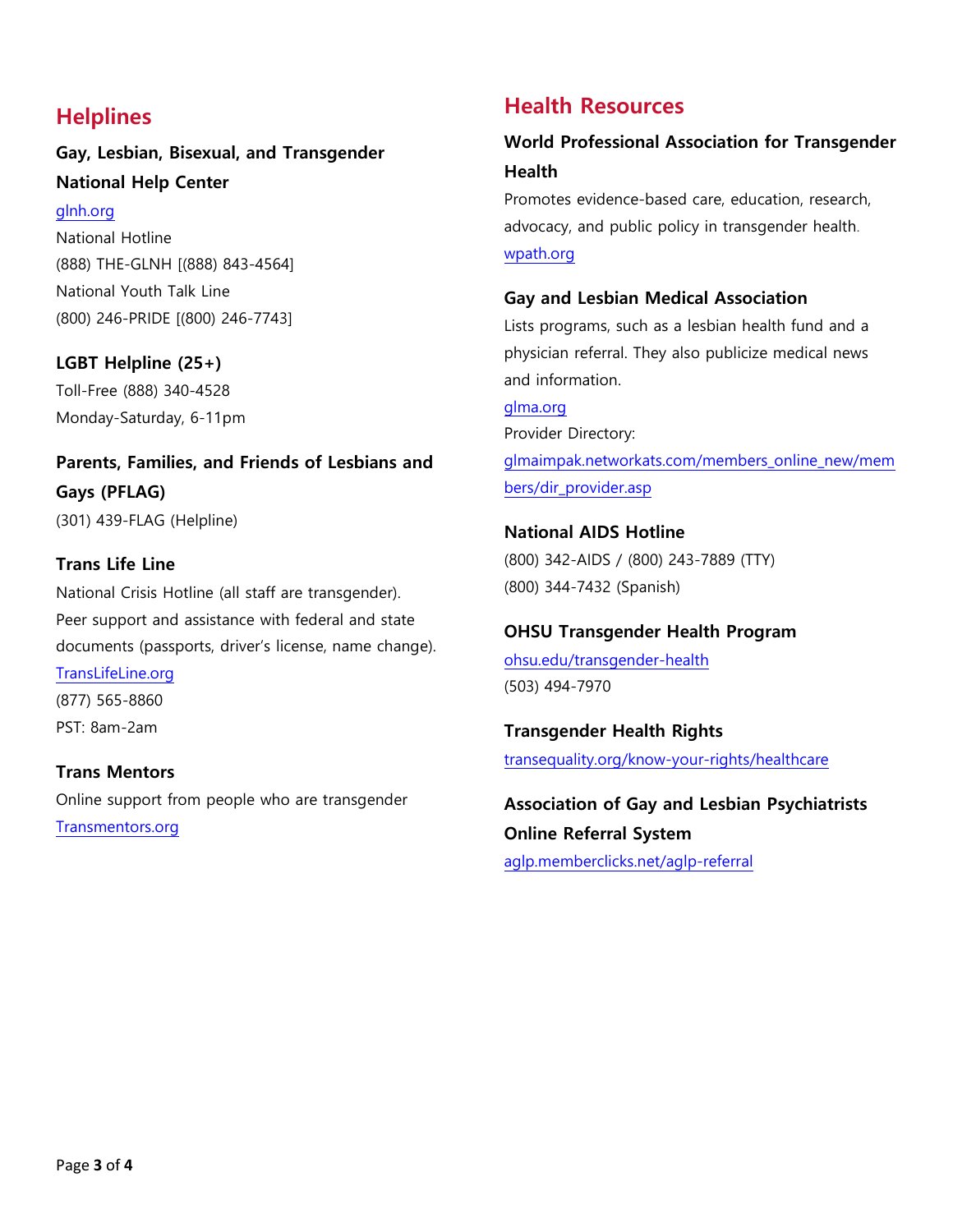## Helplines

### Gay, Lesbian, Bisexual, and Transgender National Help Center

glnh.org
National Hotline
(888) THE-GLNH [(888) 843-4564]
National Youth Talk Line
(800) 246-PRIDE [(800) 246-7743]

### LGBT Helpline (25+)

Toll-Free (888) 340-4528
Monday-Saturday, 6-11pm

### Parents, Families, and Friends of Lesbians and Gays (PFLAG)

(301) 439-FLAG (Helpline)

### Trans Life Line

National Crisis Hotline (all staff are transgender). Peer support and assistance with federal and state documents (passports, driver's license, name change).
TransLifeLine.org
(877) 565-8860
PST: 8am-2am

### Trans Mentors

Online support from people who are transgender
Transmentors.org

## Health Resources

### World Professional Association for Transgender Health

Promotes evidence-based care, education, research, advocacy, and public policy in transgender health.
wpath.org

### Gay and Lesbian Medical Association

Lists programs, such as a lesbian health fund and a physician referral. They also publicize medical news and information.
glma.org
Provider Directory:
glmaimpak.networkats.com/members_online_new/members/dir_provider.asp

### National AIDS Hotline

(800) 342-AIDS / (800) 243-7889 (TTY)
(800) 344-7432 (Spanish)

### OHSU Transgender Health Program

ohsu.edu/transgender-health
(503) 494-7970

### Transgender Health Rights

transequality.org/know-your-rights/healthcare

### Association of Gay and Lesbian Psychiatrists Online Referral System

aglp.memberclicks.net/aglp-referral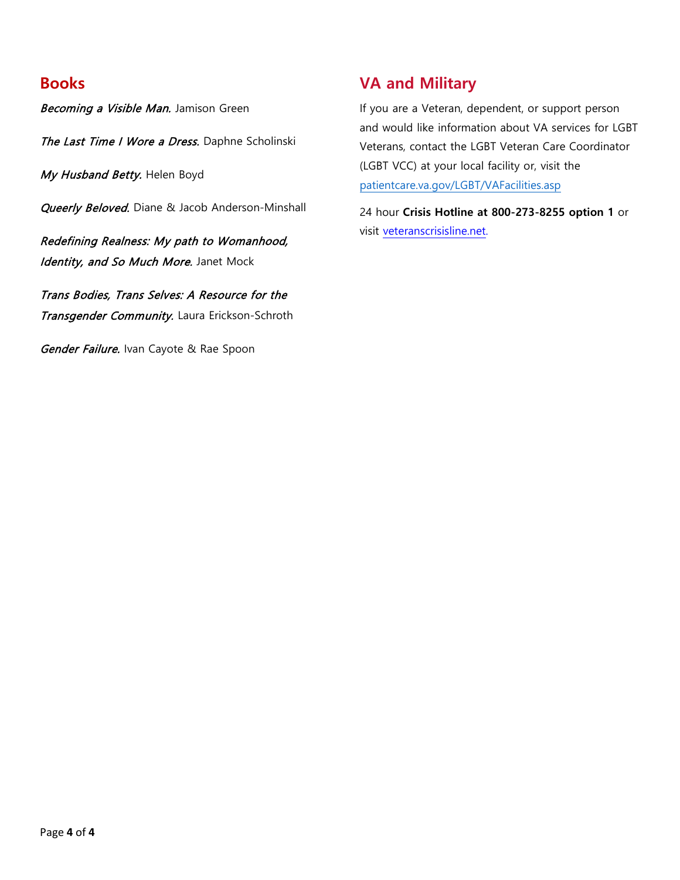## Books

*Becoming a Visible Man.* Jamison Green

*The Last Time I Wore a Dress.* Daphne Scholinski

*My Husband Betty.* Helen Boyd

*Queerly Beloved.* Diane & Jacob Anderson-Minshall

*Redefining Realness: My path to Womanhood, Identity, and So Much More.* Janet Mock

*Trans Bodies, Trans Selves: A Resource for the Transgender Community.* Laura Erickson-Schroth

*Gender Failure.* Ivan Cayote & Rae Spoon

## VA and Military

If you are a Veteran, dependent, or support person and would like information about VA services for LGBT Veterans, contact the LGBT Veteran Care Coordinator (LGBT VCC) at your local facility or, visit the patientcare.va.gov/LGBT/VAFacilities.asp

24 hour **Crisis Hotline at 800-273-8255 option 1** or visit veteranscrisisline.net.